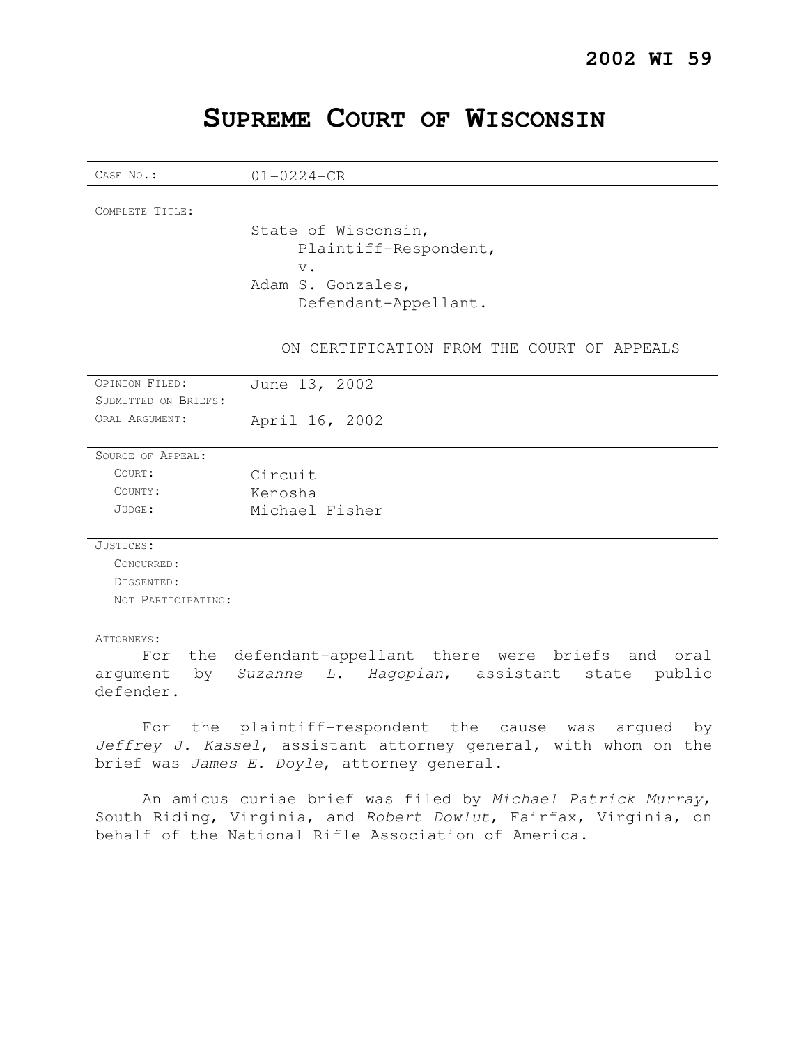**2002 WI 59**

# SUPREME COURT OF WISCONSIN

| | |
|---|---|
| CASE NO.: | 01-0224-CR |
| COMPLETE TITLE: | State of Wisconsin,<br>Plaintiff-Respondent,<br>v.<br>Adam S. Gonzales,<br>Defendant-Appellant. |
| | ON CERTIFICATION FROM THE COURT OF APPEALS |
| OPINION FILED: | June 13, 2002 |
| SUBMITTED ON BRIEFS: | |
| ORAL ARGUMENT: | April 16, 2002 |
| SOURCE OF APPEAL: | |
| COURT: | Circuit |
| COUNTY: | Kenosha |
| JUDGE: | Michael Fisher |
| JUSTICES: | |
| CONCURRED: | |
| DISSENTED: | |
| NOT PARTICIPATING: | |

ATTORNEYS:

For the defendant-appellant there were briefs and oral argument by *Suzanne L. Hagopian*, assistant state public defender.

For the plaintiff-respondent the cause was argued by *Jeffrey J. Kassel*, assistant attorney general, with whom on the brief was *James E. Doyle*, attorney general.

An amicus curiae brief was filed by *Michael Patrick Murray*, South Riding, Virginia, and *Robert Dowlut*, Fairfax, Virginia, on behalf of the National Rifle Association of America.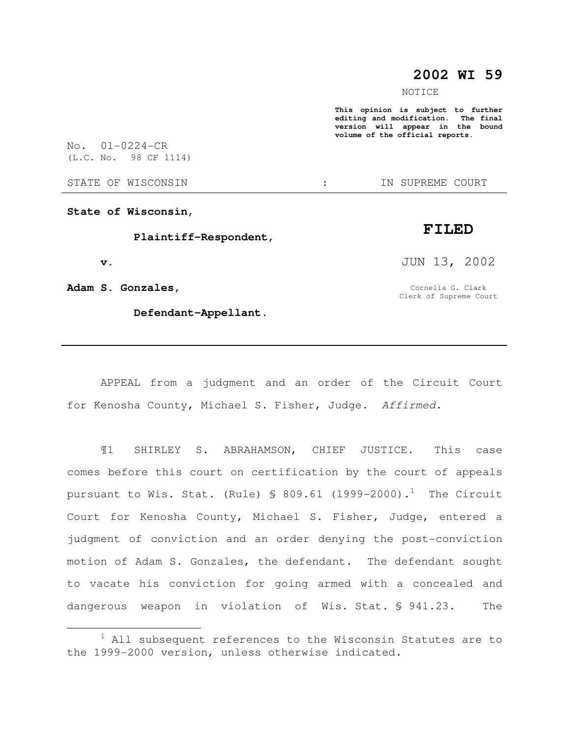**2002 WI 59**

NOTICE

**This opinion is subject to further editing and modification. The final version will appear in the bound volume of the official reports.**

No. 01-0224-CR
(L.C. No. 98 CF 1114)

STATE OF WISCONSIN : IN SUPREME COURT

**State of Wisconsin,**

**Plaintiff-Respondent,**

**v.**

**Adam S. Gonzales,**

**Defendant-Appellant.**

**FILED**

JUN 13, 2002

Cornelia G. Clark
Clerk of Supreme Court

---

APPEAL from a judgment and an order of the Circuit Court for Kenosha County, Michael S. Fisher, Judge. *Affirmed.*

¶1 SHIRLEY S. ABRAHAMSON, CHIEF JUSTICE. This case comes before this court on certification by the court of appeals pursuant to Wis. Stat. (Rule) § 809.61 (1999-2000).[1] The Circuit Court for Kenosha County, Michael S. Fisher, Judge, entered a judgment of conviction and an order denying the post-conviction motion of Adam S. Gonzales, the defendant. The defendant sought to vacate his conviction for going armed with a concealed and dangerous weapon in violation of Wis. Stat. § 941.23. The

---

[1] All subsequent references to the Wisconsin Statutes are to the 1999-2000 version, unless otherwise indicated.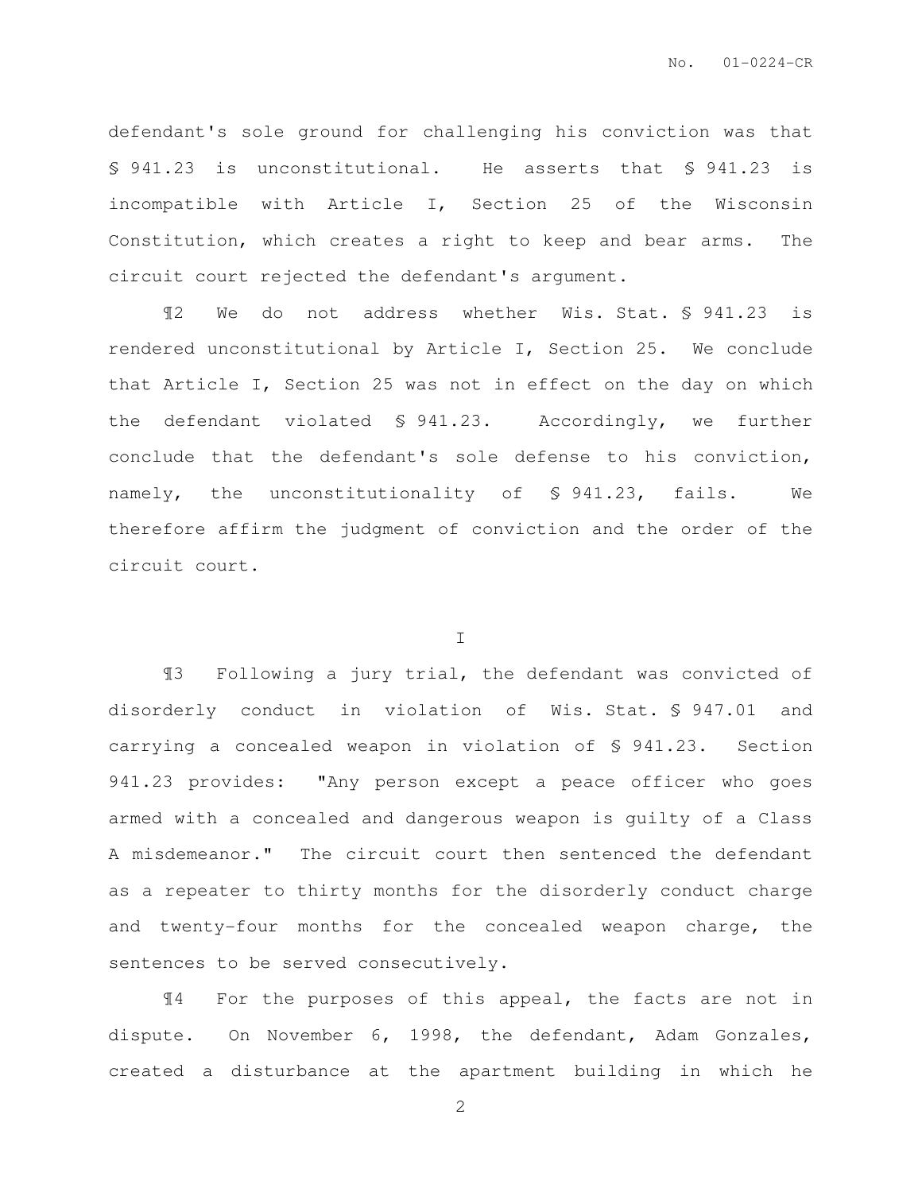defendant's sole ground for challenging his conviction was that § 941.23 is unconstitutional. He asserts that § 941.23 is incompatible with Article I, Section 25 of the Wisconsin Constitution, which creates a right to keep and bear arms. The circuit court rejected the defendant's argument.

¶2 We do not address whether Wis. Stat. § 941.23 is rendered unconstitutional by Article I, Section 25. We conclude that Article I, Section 25 was not in effect on the day on which the defendant violated § 941.23. Accordingly, we further conclude that the defendant's sole defense to his conviction, namely, the unconstitutionality of § 941.23, fails. We therefore affirm the judgment of conviction and the order of the circuit court.

## I

¶3 Following a jury trial, the defendant was convicted of disorderly conduct in violation of Wis. Stat. § 947.01 and carrying a concealed weapon in violation of § 941.23. Section 941.23 provides: "Any person except a peace officer who goes armed with a concealed and dangerous weapon is guilty of a Class A misdemeanor." The circuit court then sentenced the defendant as a repeater to thirty months for the disorderly conduct charge and twenty-four months for the concealed weapon charge, the sentences to be served consecutively.

¶4 For the purposes of this appeal, the facts are not in dispute. On November 6, 1998, the defendant, Adam Gonzales, created a disturbance at the apartment building in which he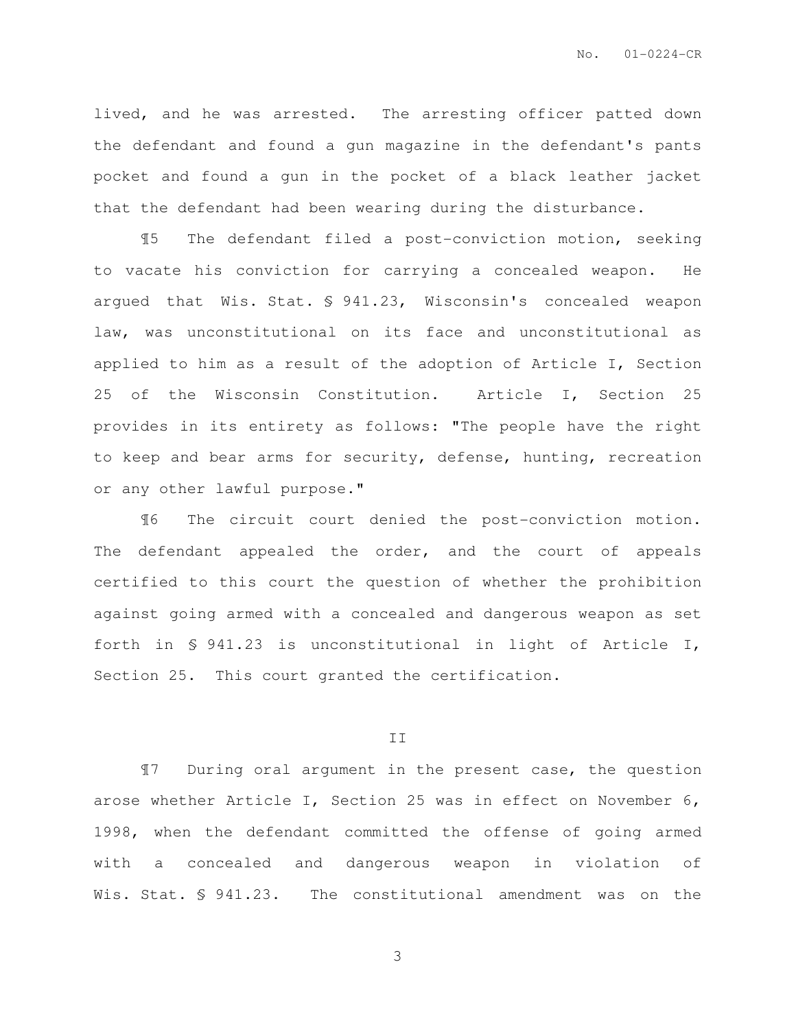lived, and he was arrested. The arresting officer patted down the defendant and found a gun magazine in the defendant's pants pocket and found a gun in the pocket of a black leather jacket that the defendant had been wearing during the disturbance.

¶5 The defendant filed a post-conviction motion, seeking to vacate his conviction for carrying a concealed weapon. He argued that Wis. Stat. § 941.23, Wisconsin's concealed weapon law, was unconstitutional on its face and unconstitutional as applied to him as a result of the adoption of Article I, Section 25 of the Wisconsin Constitution. Article I, Section 25 provides in its entirety as follows: "The people have the right to keep and bear arms for security, defense, hunting, recreation or any other lawful purpose."

¶6 The circuit court denied the post-conviction motion. The defendant appealed the order, and the court of appeals certified to this court the question of whether the prohibition against going armed with a concealed and dangerous weapon as set forth in § 941.23 is unconstitutional in light of Article I, Section 25. This court granted the certification.

## II

¶7 During oral argument in the present case, the question arose whether Article I, Section 25 was in effect on November 6, 1998, when the defendant committed the offense of going armed with a concealed and dangerous weapon in violation of Wis. Stat. § 941.23. The constitutional amendment was on the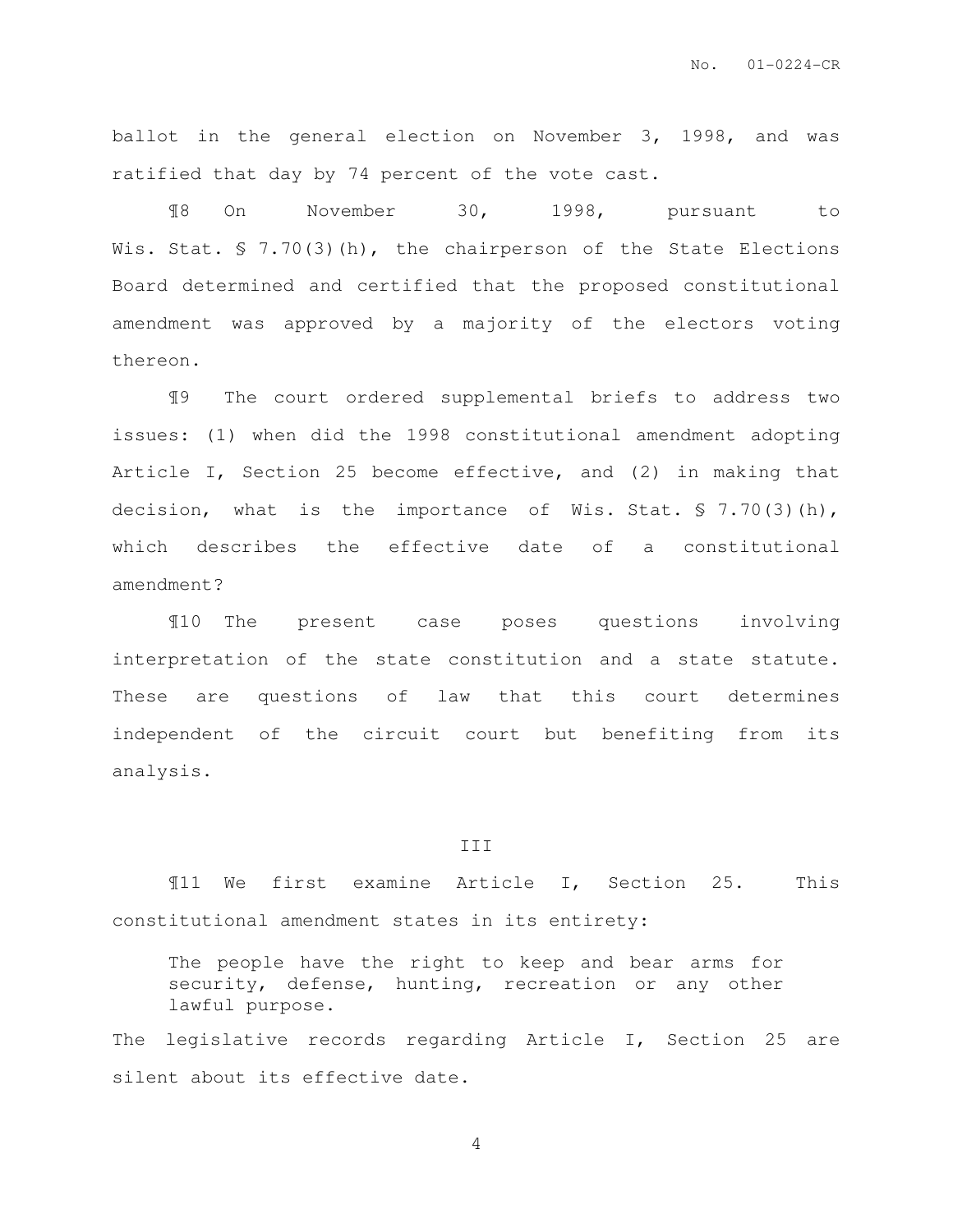ballot in the general election on November 3, 1998, and was ratified that day by 74 percent of the vote cast.

¶8 On November 30, 1998, pursuant to Wis. Stat. § 7.70(3)(h), the chairperson of the State Elections Board determined and certified that the proposed constitutional amendment was approved by a majority of the electors voting thereon.

¶9 The court ordered supplemental briefs to address two issues: (1) when did the 1998 constitutional amendment adopting Article I, Section 25 become effective, and (2) in making that decision, what is the importance of Wis. Stat. § 7.70(3)(h), which describes the effective date of a constitutional amendment?

¶10 The present case poses questions involving interpretation of the state constitution and a state statute. These are questions of law that this court determines independent of the circuit court but benefiting from its analysis.

## III

¶11 We first examine Article I, Section 25. This constitutional amendment states in its entirety:

> The people have the right to keep and bear arms for security, defense, hunting, recreation or any other lawful purpose.

The legislative records regarding Article I, Section 25 are silent about its effective date.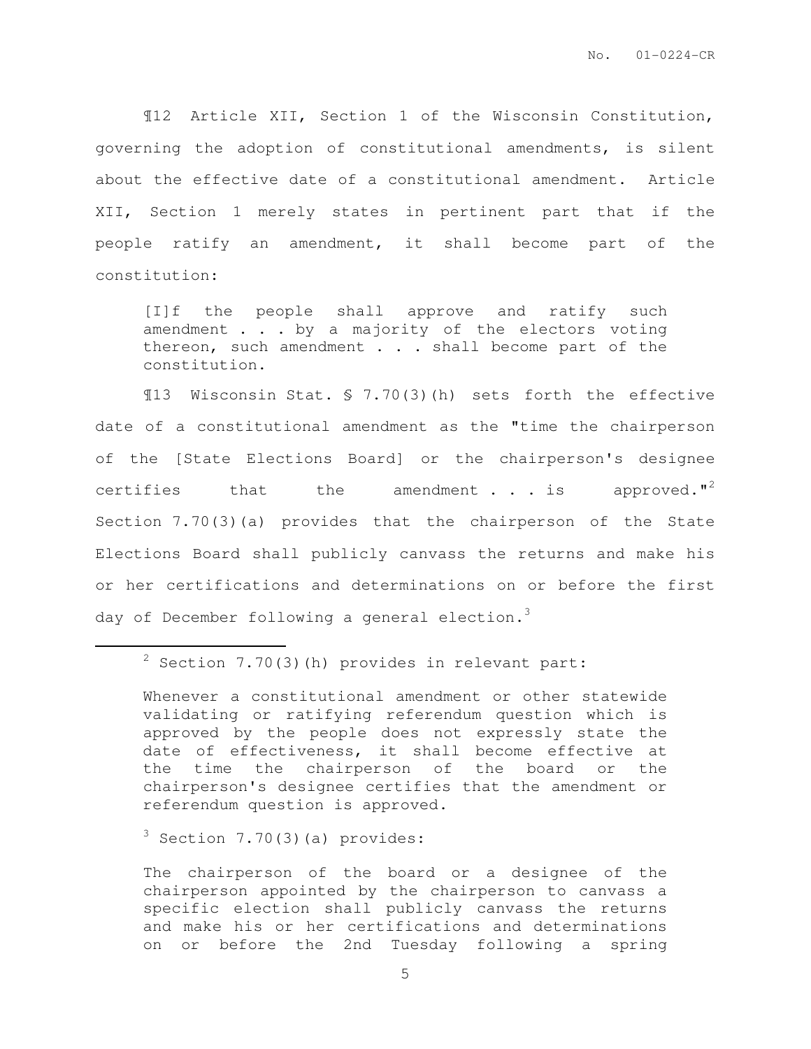¶12 Article XII, Section 1 of the Wisconsin Constitution, governing the adoption of constitutional amendments, is silent about the effective date of a constitutional amendment. Article XII, Section 1 merely states in pertinent part that if the people ratify an amendment, it shall become part of the constitution:

> [I]f the people shall approve and ratify such amendment . . . by a majority of the electors voting thereon, such amendment . . . shall become part of the constitution.

¶13 Wisconsin Stat. § 7.70(3)(h) sets forth the effective date of a constitutional amendment as the "time the chairperson of the [State Elections Board] or the chairperson's designee certifies that the amendment . . . is approved."[2] Section 7.70(3)(a) provides that the chairperson of the State Elections Board shall publicly canvass the returns and make his or her certifications and determinations on or before the first day of December following a general election.[3]

---

[2] Section 7.70(3)(h) provides in relevant part:

> Whenever a constitutional amendment or other statewide validating or ratifying referendum question which is approved by the people does not expressly state the date of effectiveness, it shall become effective at the time the chairperson of the board or the chairperson's designee certifies that the amendment or referendum question is approved.

[3] Section 7.70(3)(a) provides:

> The chairperson of the board or a designee of the chairperson appointed by the chairperson to canvass a specific election shall publicly canvass the returns and make his or her certifications and determinations on or before the 2nd Tuesday following a spring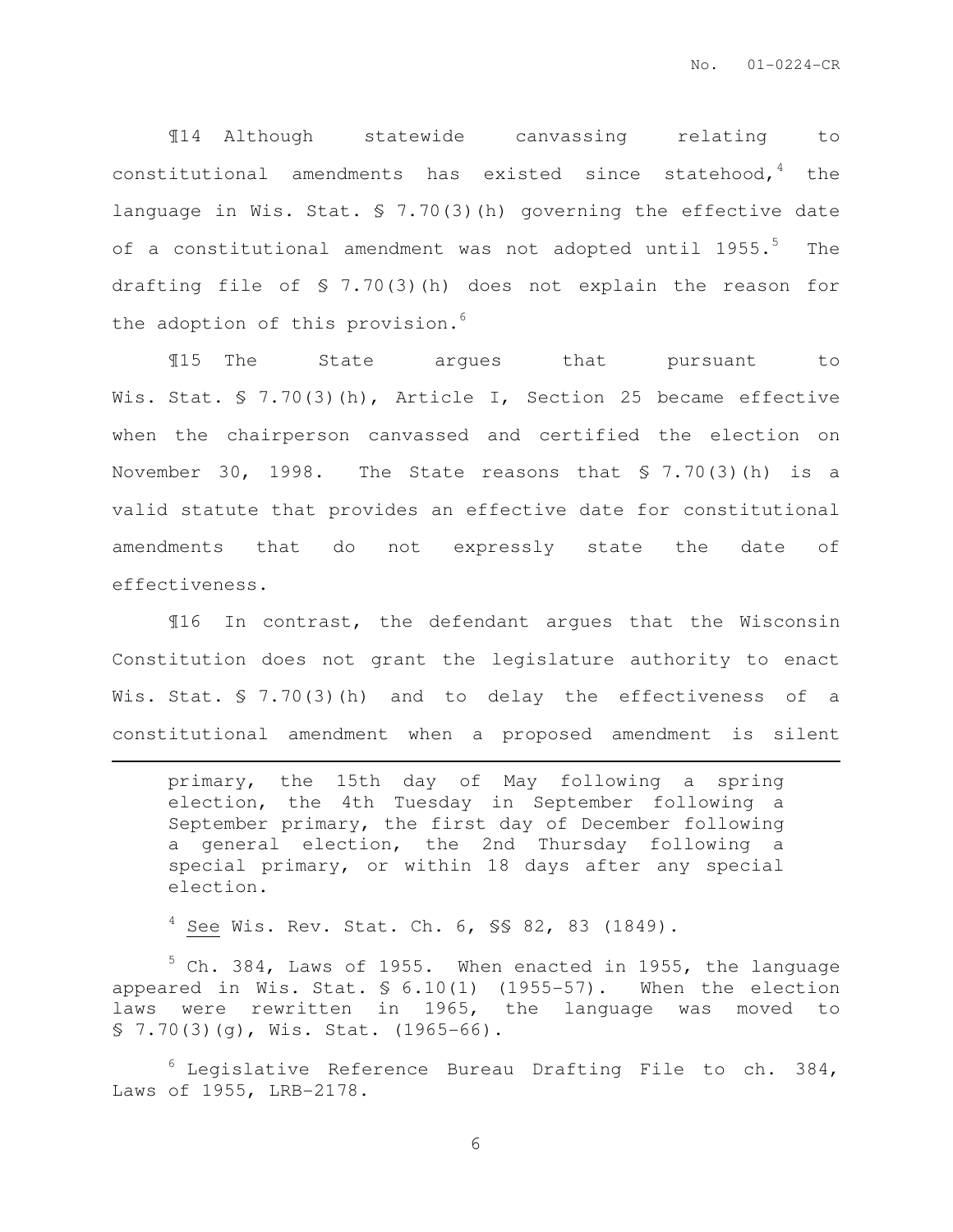¶14 Although statewide canvassing relating to constitutional amendments has existed since statehood,[4] the language in Wis. Stat. § 7.70(3)(h) governing the effective date of a constitutional amendment was not adopted until 1955.[5] The drafting file of § 7.70(3)(h) does not explain the reason for the adoption of this provision.[6]

¶15 The State argues that pursuant to Wis. Stat. § 7.70(3)(h), Article I, Section 25 became effective when the chairperson canvassed and certified the election on November 30, 1998. The State reasons that § 7.70(3)(h) is a valid statute that provides an effective date for constitutional amendments that do not expressly state the date of effectiveness.

¶16 In contrast, the defendant argues that the Wisconsin Constitution does not grant the legislature authority to enact Wis. Stat. § 7.70(3)(h) and to delay the effectiveness of a constitutional amendment when a proposed amendment is silent

---

> primary, the 15th day of May following a spring election, the 4th Tuesday in September following a September primary, the first day of December following a general election, the 2nd Thursday following a special primary, or within 18 days after any special election.

[4] See Wis. Rev. Stat. Ch. 6, §§ 82, 83 (1849).

[5] Ch. 384, Laws of 1955. When enacted in 1955, the language appeared in Wis. Stat. § 6.10(1) (1955-57). When the election laws were rewritten in 1965, the language was moved to § 7.70(3)(g), Wis. Stat. (1965-66).

[6] Legislative Reference Bureau Drafting File to ch. 384, Laws of 1955, LRB-2178.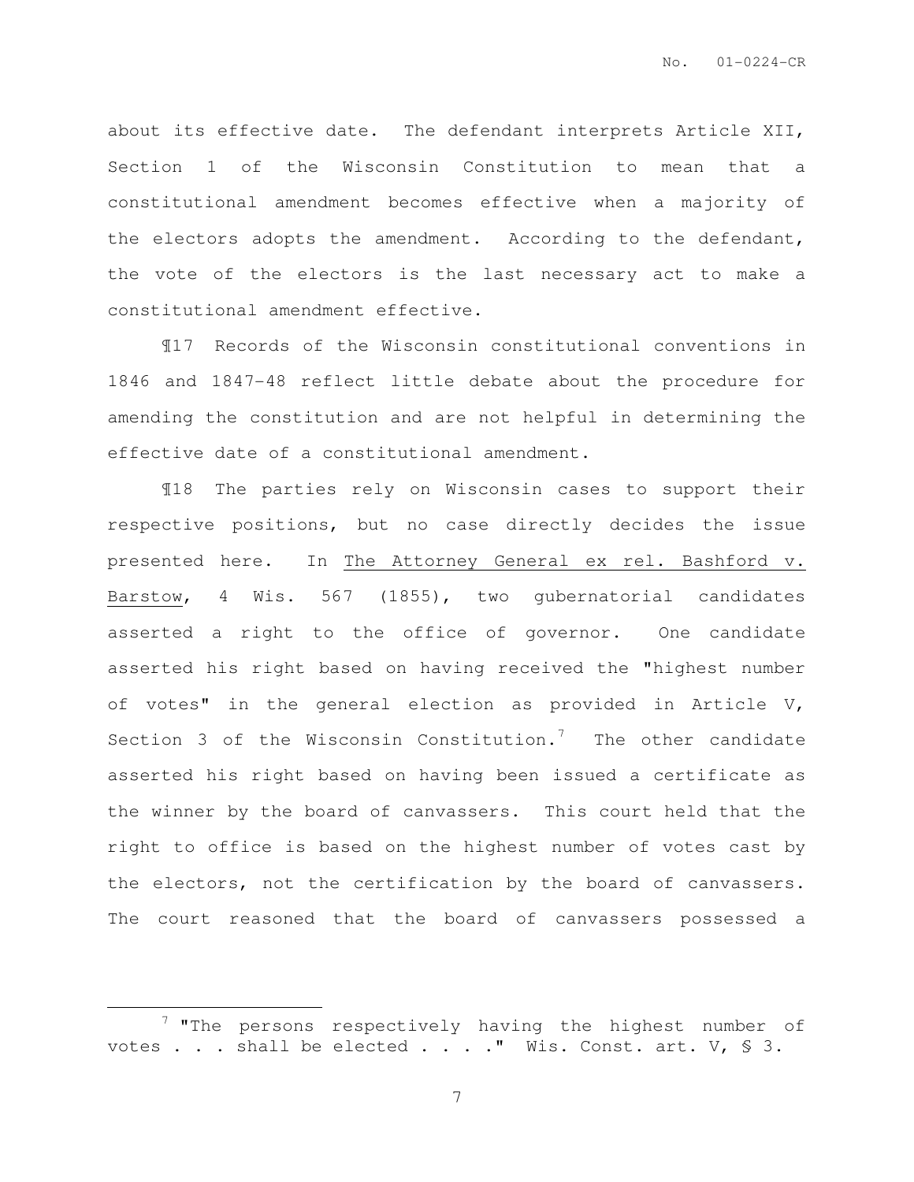about its effective date. The defendant interprets Article XII, Section 1 of the Wisconsin Constitution to mean that a constitutional amendment becomes effective when a majority of the electors adopts the amendment. According to the defendant, the vote of the electors is the last necessary act to make a constitutional amendment effective.

¶17 Records of the Wisconsin constitutional conventions in 1846 and 1847-48 reflect little debate about the procedure for amending the constitution and are not helpful in determining the effective date of a constitutional amendment.

¶18 The parties rely on Wisconsin cases to support their respective positions, but no case directly decides the issue presented here. In The Attorney General ex rel. Bashford v. Barstow, 4 Wis. 567 (1855), two gubernatorial candidates asserted a right to the office of governor. One candidate asserted his right based on having received the "highest number of votes" in the general election as provided in Article V, Section 3 of the Wisconsin Constitution.[7] The other candidate asserted his right based on having been issued a certificate as the winner by the board of canvassers. This court held that the right to office is based on the highest number of votes cast by the electors, not the certification by the board of canvassers. The court reasoned that the board of canvassers possessed a

---

[7] "The persons respectively having the highest number of votes . . . shall be elected . . . ." Wis. Const. art. V, § 3.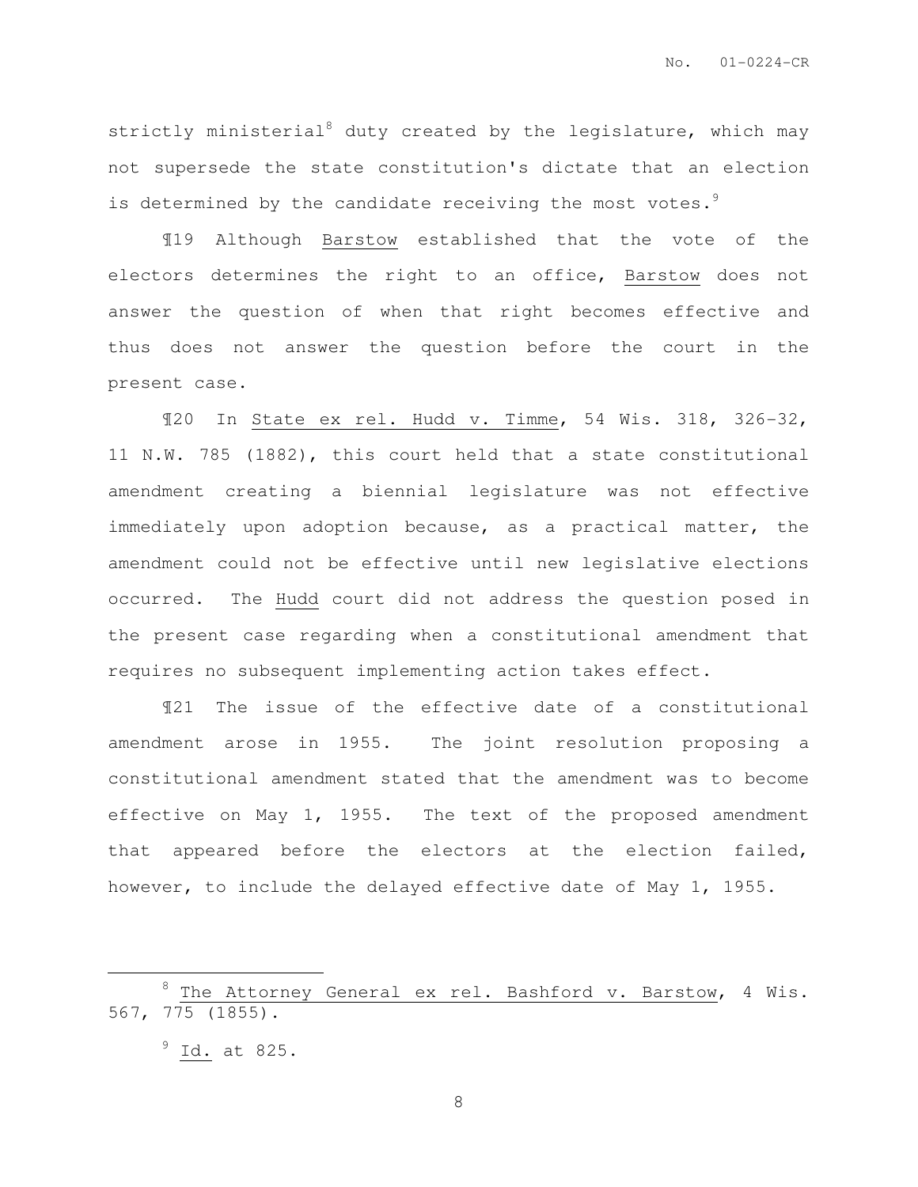strictly ministerial[8] duty created by the legislature, which may not supersede the state constitution's dictate that an election is determined by the candidate receiving the most votes.[9]

¶19 Although Barstow established that the vote of the electors determines the right to an office, Barstow does not answer the question of when that right becomes effective and thus does not answer the question before the court in the present case.

¶20 In State ex rel. Hudd v. Timme, 54 Wis. 318, 326-32, 11 N.W. 785 (1882), this court held that a state constitutional amendment creating a biennial legislature was not effective immediately upon adoption because, as a practical matter, the amendment could not be effective until new legislative elections occurred. The Hudd court did not address the question posed in the present case regarding when a constitutional amendment that requires no subsequent implementing action takes effect.

¶21 The issue of the effective date of a constitutional amendment arose in 1955. The joint resolution proposing a constitutional amendment stated that the amendment was to become effective on May 1, 1955. The text of the proposed amendment that appeared before the electors at the election failed, however, to include the delayed effective date of May 1, 1955.

---

[8] The Attorney General ex rel. Bashford v. Barstow, 4 Wis. 567, 775 (1855).

[9] Id. at 825.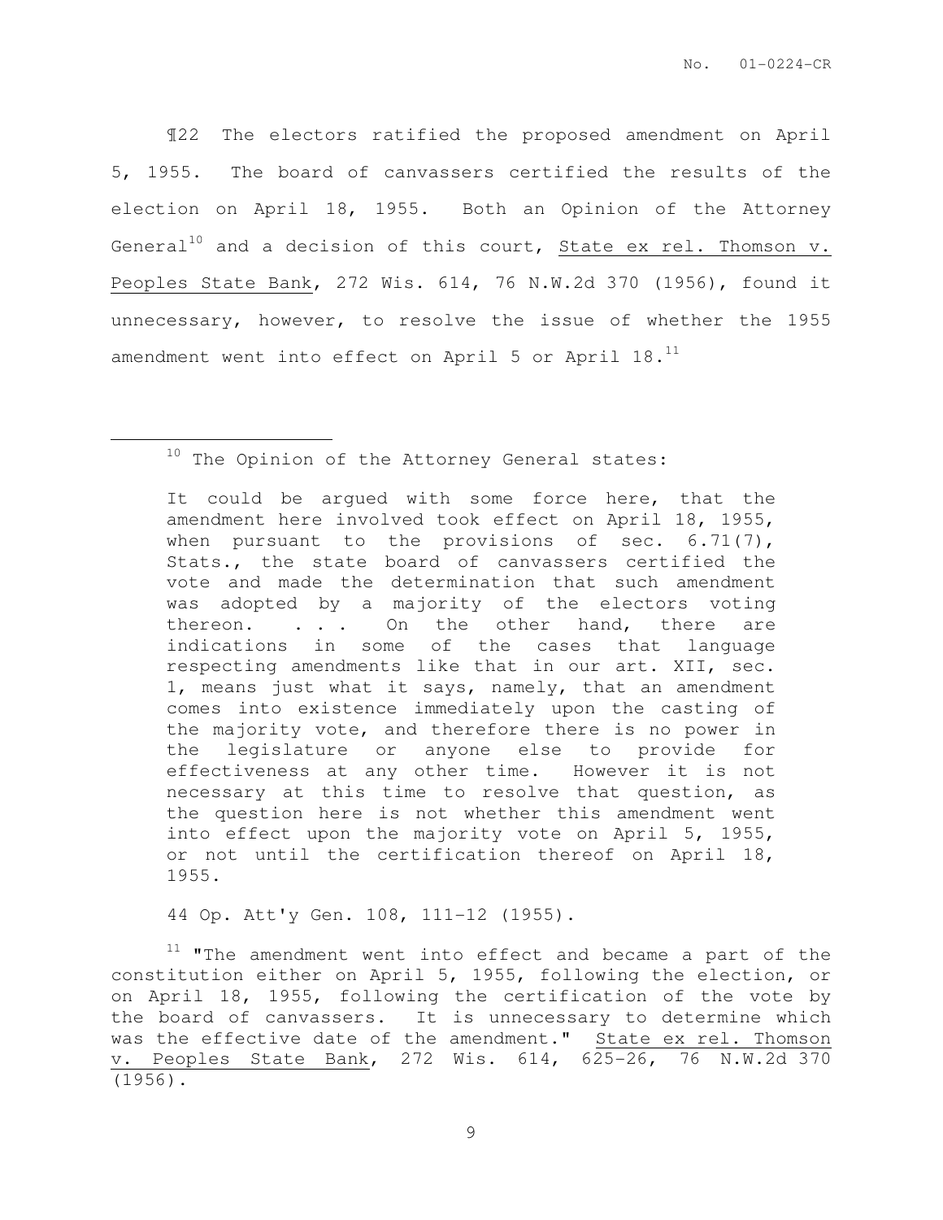¶22 The electors ratified the proposed amendment on April 5, 1955. The board of canvassers certified the results of the election on April 18, 1955. Both an Opinion of the Attorney General[10] and a decision of this court, State ex rel. Thomson v. Peoples State Bank, 272 Wis. 614, 76 N.W.2d 370 (1956), found it unnecessary, however, to resolve the issue of whether the 1955 amendment went into effect on April 5 or April 18.[11]

---

[10] The Opinion of the Attorney General states:

> It could be argued with some force here, that the amendment here involved took effect on April 18, 1955, when pursuant to the provisions of sec. 6.71(7), Stats., the state board of canvassers certified the vote and made the determination that such amendment was adopted by a majority of the electors voting thereon. . . . On the other hand, there are indications in some of the cases that language respecting amendments like that in our art. XII, sec. 1, means just what it says, namely, that an amendment comes into existence immediately upon the casting of the majority vote, and therefore there is no power in the legislature or anyone else to provide for effectiveness at any other time. However it is not necessary at this time to resolve that question, as the question here is not whether this amendment went into effect upon the majority vote on April 5, 1955, or not until the certification thereof on April 18, 1955.

44 Op. Att'y Gen. 108, 111-12 (1955).

[11] "The amendment went into effect and became a part of the constitution either on April 5, 1955, following the election, or on April 18, 1955, following the certification of the vote by the board of canvassers. It is unnecessary to determine which was the effective date of the amendment." State ex rel. Thomson v. Peoples State Bank, 272 Wis. 614, 625-26, 76 N.W.2d 370 (1956).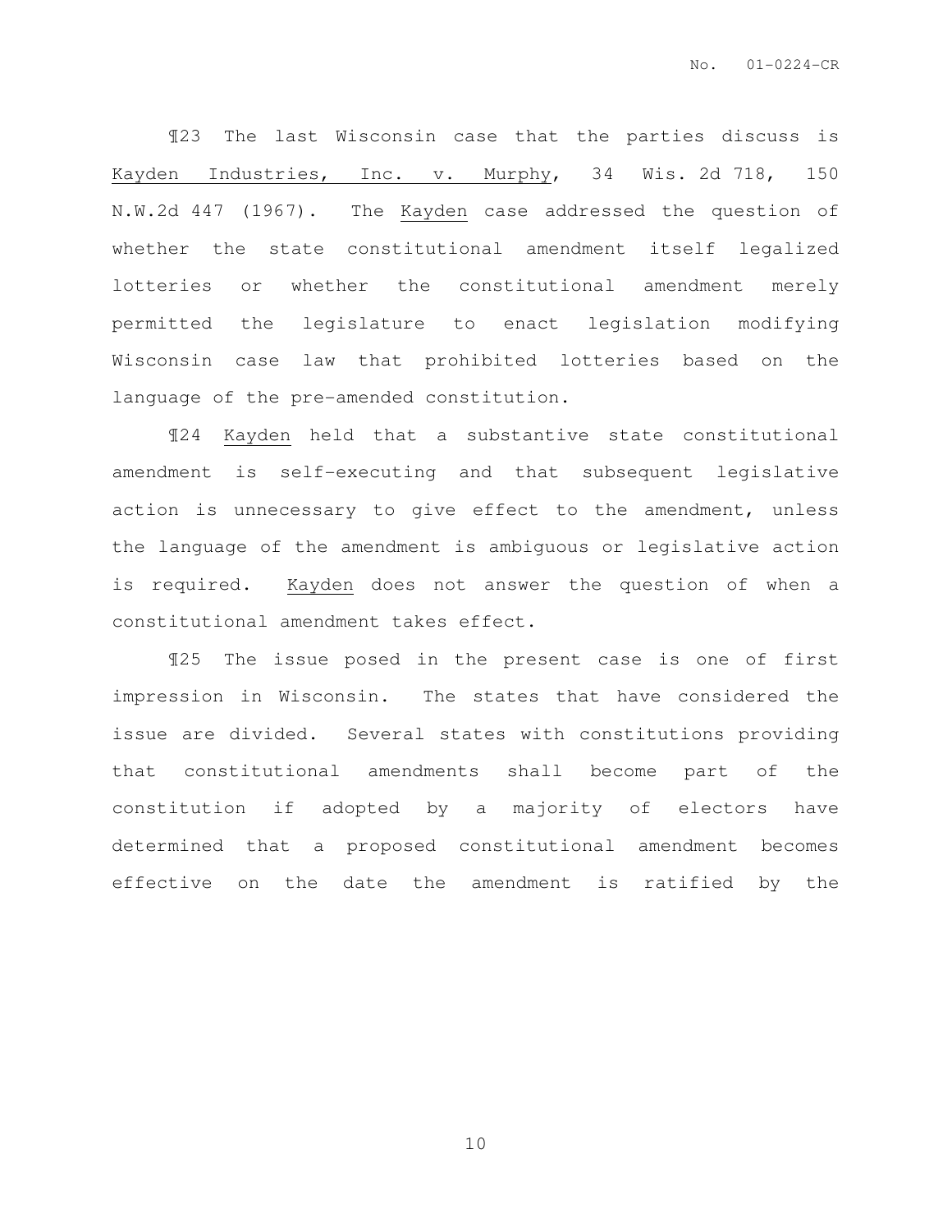¶23 The last Wisconsin case that the parties discuss is Kayden Industries, Inc. v. Murphy, 34 Wis. 2d 718, 150 N.W.2d 447 (1967). The Kayden case addressed the question of whether the state constitutional amendment itself legalized lotteries or whether the constitutional amendment merely permitted the legislature to enact legislation modifying Wisconsin case law that prohibited lotteries based on the language of the pre-amended constitution.

¶24 Kayden held that a substantive state constitutional amendment is self-executing and that subsequent legislative action is unnecessary to give effect to the amendment, unless the language of the amendment is ambiguous or legislative action is required. Kayden does not answer the question of when a constitutional amendment takes effect.

¶25 The issue posed in the present case is one of first impression in Wisconsin. The states that have considered the issue are divided. Several states with constitutions providing that constitutional amendments shall become part of the constitution if adopted by a majority of electors have determined that a proposed constitutional amendment becomes effective on the date the amendment is ratified by the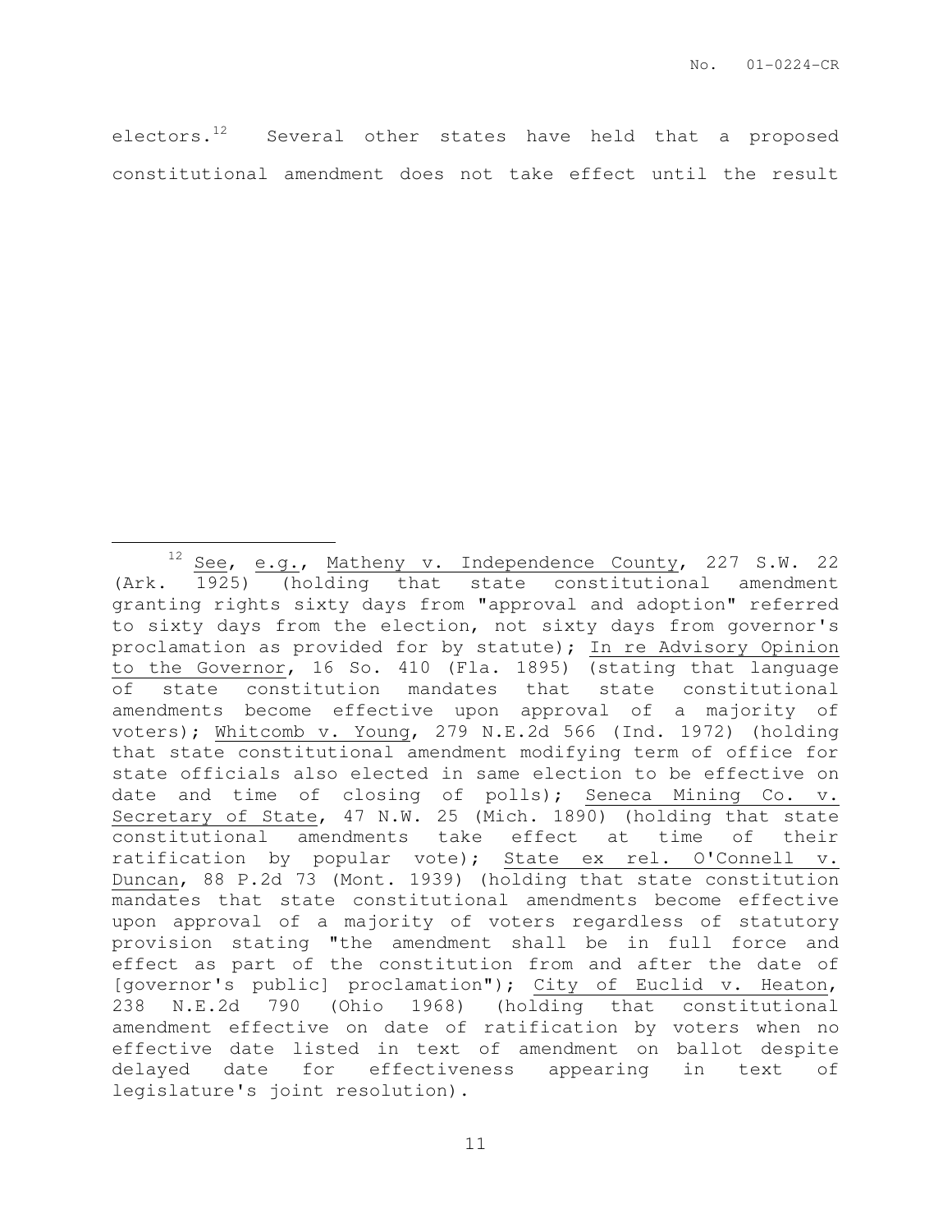electors.[12] Several other states have held that a proposed constitutional amendment does not take effect until the result

---

[12] See, e.g., Matheny v. Independence County, 227 S.W. 22 (Ark. 1925) (holding that state constitutional amendment granting rights sixty days from "approval and adoption" referred to sixty days from the election, not sixty days from governor's proclamation as provided for by statute); In re Advisory Opinion to the Governor, 16 So. 410 (Fla. 1895) (stating that language of state constitution mandates that state constitutional amendments become effective upon approval of a majority of voters); Whitcomb v. Young, 279 N.E.2d 566 (Ind. 1972) (holding that state constitutional amendment modifying term of office for state officials also elected in same election to be effective on date and time of closing of polls); Seneca Mining Co. v. Secretary of State, 47 N.W. 25 (Mich. 1890) (holding that state constitutional amendments take effect at time of their ratification by popular vote); State ex rel. O'Connell v. Duncan, 88 P.2d 73 (Mont. 1939) (holding that state constitution mandates that state constitutional amendments become effective upon approval of a majority of voters regardless of statutory provision stating "the amendment shall be in full force and effect as part of the constitution from and after the date of [governor's public] proclamation"); City of Euclid v. Heaton, 238 N.E.2d 790 (Ohio 1968) (holding that constitutional amendment effective on date of ratification by voters when no effective date listed in text of amendment on ballot despite delayed date for effectiveness appearing in text of legislature's joint resolution).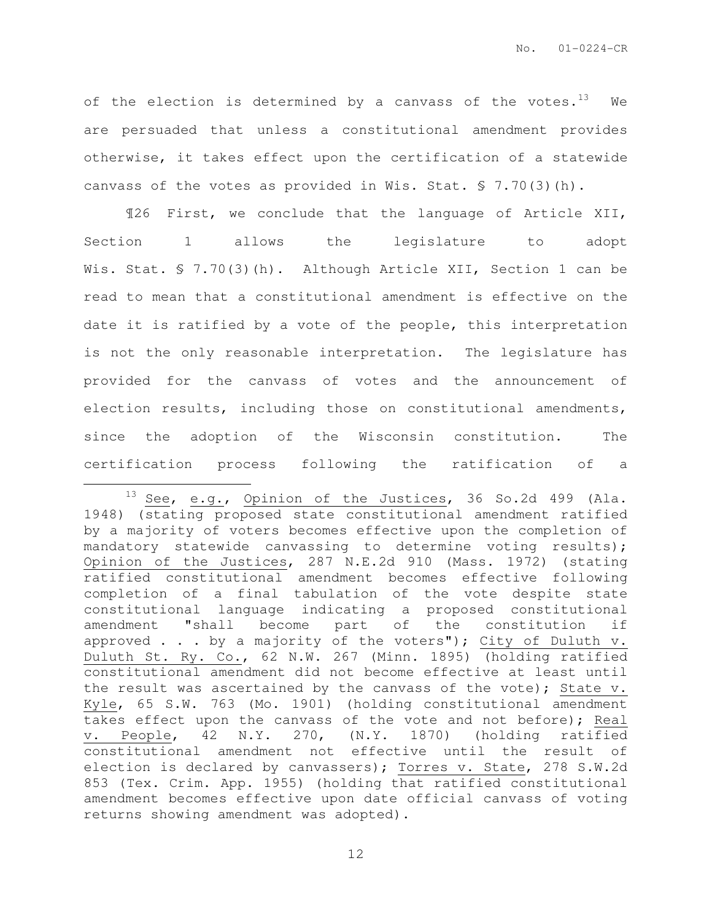of the election is determined by a canvass of the votes.[13] We are persuaded that unless a constitutional amendment provides otherwise, it takes effect upon the certification of a statewide canvass of the votes as provided in Wis. Stat. § 7.70(3)(h).

¶26 First, we conclude that the language of Article XII, Section 1 allows the legislature to adopt Wis. Stat. § 7.70(3)(h). Although Article XII, Section 1 can be read to mean that a constitutional amendment is effective on the date it is ratified by a vote of the people, this interpretation is not the only reasonable interpretation. The legislature has provided for the canvass of votes and the announcement of election results, including those on constitutional amendments, since the adoption of the Wisconsin constitution. The certification process following the ratification of a

---

[13] See, e.g., Opinion of the Justices, 36 So.2d 499 (Ala. 1948) (stating proposed state constitutional amendment ratified by a majority of voters becomes effective upon the completion of mandatory statewide canvassing to determine voting results); Opinion of the Justices, 287 N.E.2d 910 (Mass. 1972) (stating ratified constitutional amendment becomes effective following completion of a final tabulation of the vote despite state constitutional language indicating a proposed constitutional amendment "shall become part of the constitution if approved . . . by a majority of the voters"); City of Duluth v. Duluth St. Ry. Co., 62 N.W. 267 (Minn. 1895) (holding ratified constitutional amendment did not become effective at least until the result was ascertained by the canvass of the vote); State v. Kyle, 65 S.W. 763 (Mo. 1901) (holding constitutional amendment takes effect upon the canvass of the vote and not before); Real v. People, 42 N.Y. 270, (N.Y. 1870) (holding ratified constitutional amendment not effective until the result of election is declared by canvassers); Torres v. State, 278 S.W.2d 853 (Tex. Crim. App. 1955) (holding that ratified constitutional amendment becomes effective upon date official canvass of voting returns showing amendment was adopted).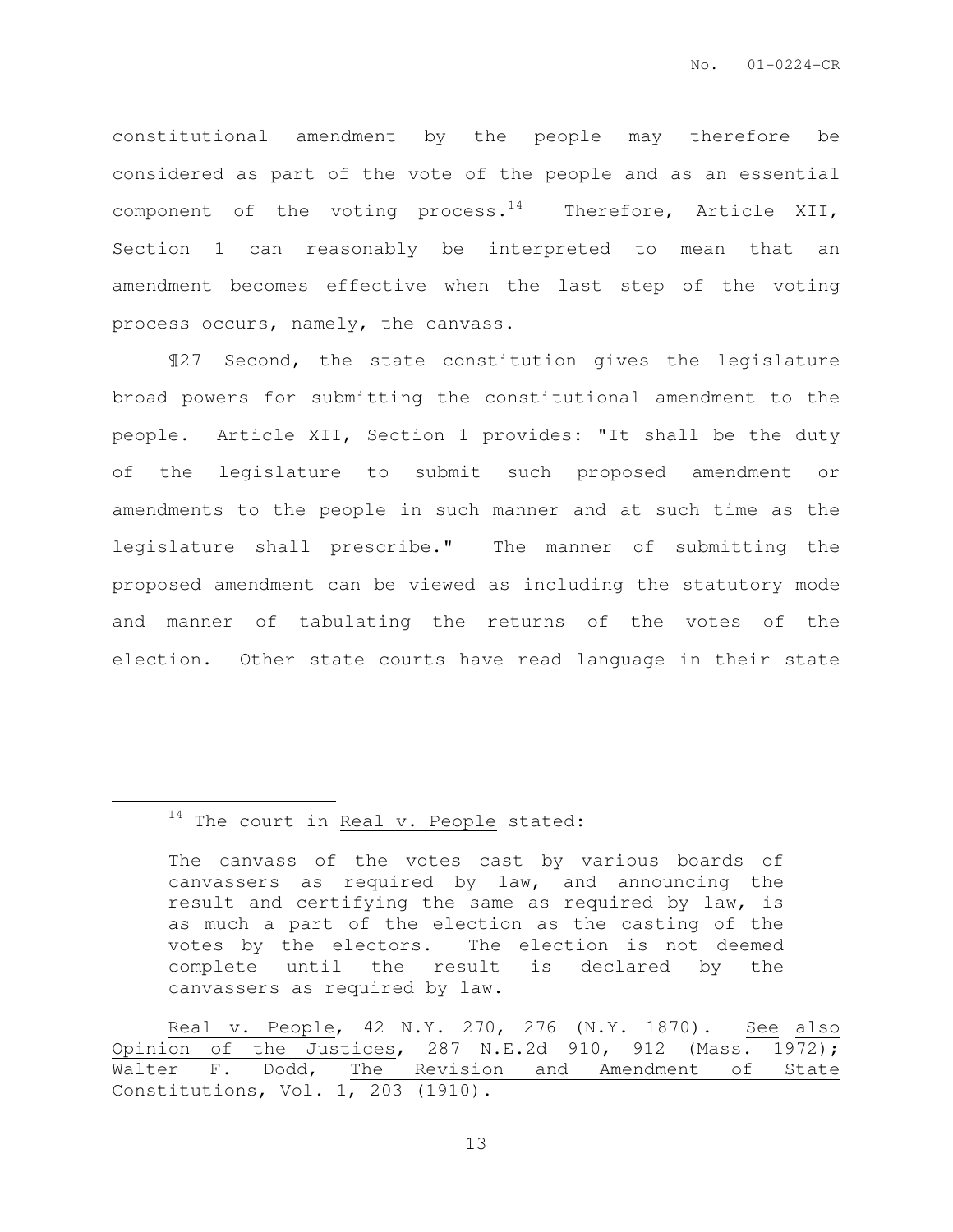constitutional amendment by the people may therefore be considered as part of the vote of the people and as an essential component of the voting process.[14] Therefore, Article XII, Section 1 can reasonably be interpreted to mean that an amendment becomes effective when the last step of the voting process occurs, namely, the canvass.

¶27 Second, the state constitution gives the legislature broad powers for submitting the constitutional amendment to the people. Article XII, Section 1 provides: "It shall be the duty of the legislature to submit such proposed amendment or amendments to the people in such manner and at such time as the legislature shall prescribe." The manner of submitting the proposed amendment can be viewed as including the statutory mode and manner of tabulating the returns of the votes of the election. Other state courts have read language in their state

---

[14] The court in Real v. People stated:

> The canvass of the votes cast by various boards of canvassers as required by law, and announcing the result and certifying the same as required by law, is as much a part of the election as the casting of the votes by the electors. The election is not deemed complete until the result is declared by the canvassers as required by law.

Real v. People, 42 N.Y. 270, 276 (N.Y. 1870). See also Opinion of the Justices, 287 N.E.2d 910, 912 (Mass. 1972); Walter F. Dodd, The Revision and Amendment of State Constitutions, Vol. 1, 203 (1910).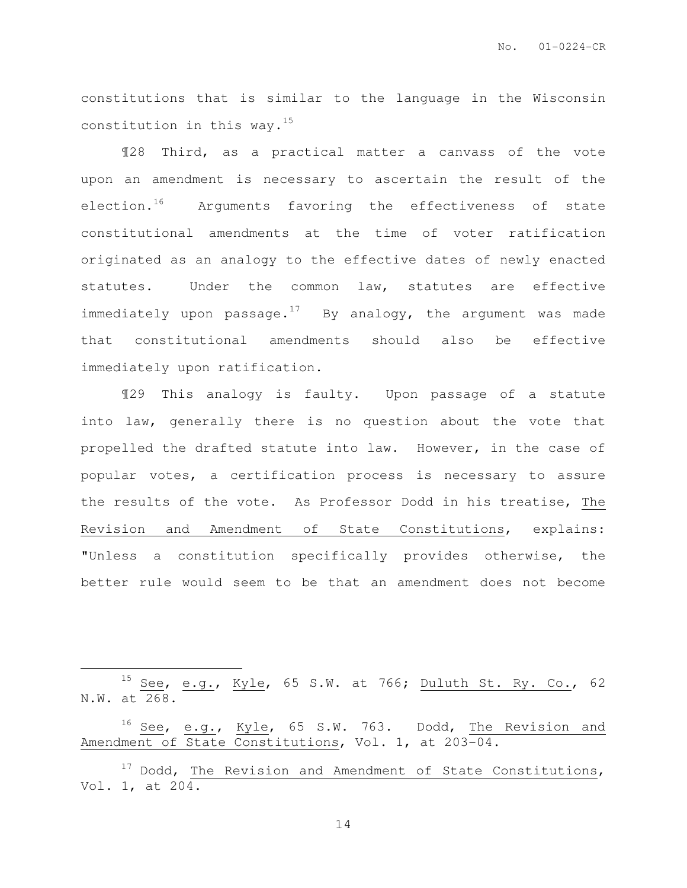constitutions that is similar to the language in the Wisconsin constitution in this way.[15]

¶28 Third, as a practical matter a canvass of the vote upon an amendment is necessary to ascertain the result of the election.[16] Arguments favoring the effectiveness of state constitutional amendments at the time of voter ratification originated as an analogy to the effective dates of newly enacted statutes. Under the common law, statutes are effective immediately upon passage.[17] By analogy, the argument was made that constitutional amendments should also be effective immediately upon ratification.

¶29 This analogy is faulty. Upon passage of a statute into law, generally there is no question about the vote that propelled the drafted statute into law. However, in the case of popular votes, a certification process is necessary to assure the results of the vote. As Professor Dodd in his treatise, The Revision and Amendment of State Constitutions, explains: "Unless a constitution specifically provides otherwise, the better rule would seem to be that an amendment does not become

---

[15] See, e.g., Kyle, 65 S.W. at 766; Duluth St. Ry. Co., 62 N.W. at 268.

[16] See, e.g., Kyle, 65 S.W. 763. Dodd, The Revision and Amendment of State Constitutions, Vol. 1, at 203-04.

[17] Dodd, The Revision and Amendment of State Constitutions, Vol. 1, at 204.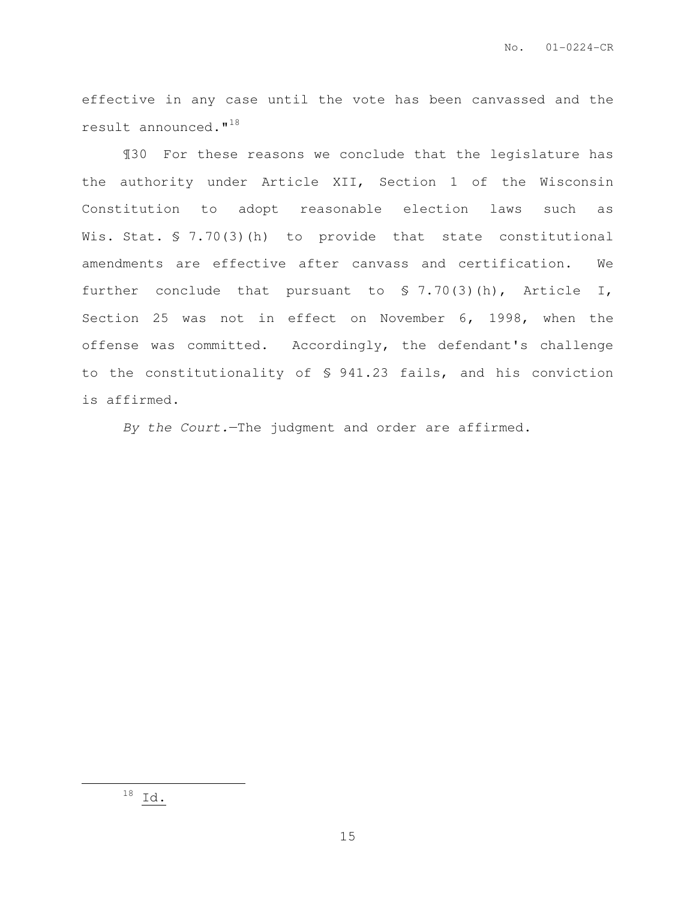effective in any case until the vote has been canvassed and the result announced."[18]

¶30 For these reasons we conclude that the legislature has the authority under Article XII, Section 1 of the Wisconsin Constitution to adopt reasonable election laws such as Wis. Stat. § 7.70(3)(h) to provide that state constitutional amendments are effective after canvass and certification. We further conclude that pursuant to § 7.70(3)(h), Article I, Section 25 was not in effect on November 6, 1998, when the offense was committed. Accordingly, the defendant's challenge to the constitutionality of § 941.23 fails, and his conviction is affirmed.

*By the Court.*—The judgment and order are affirmed.

---

[18] Id.